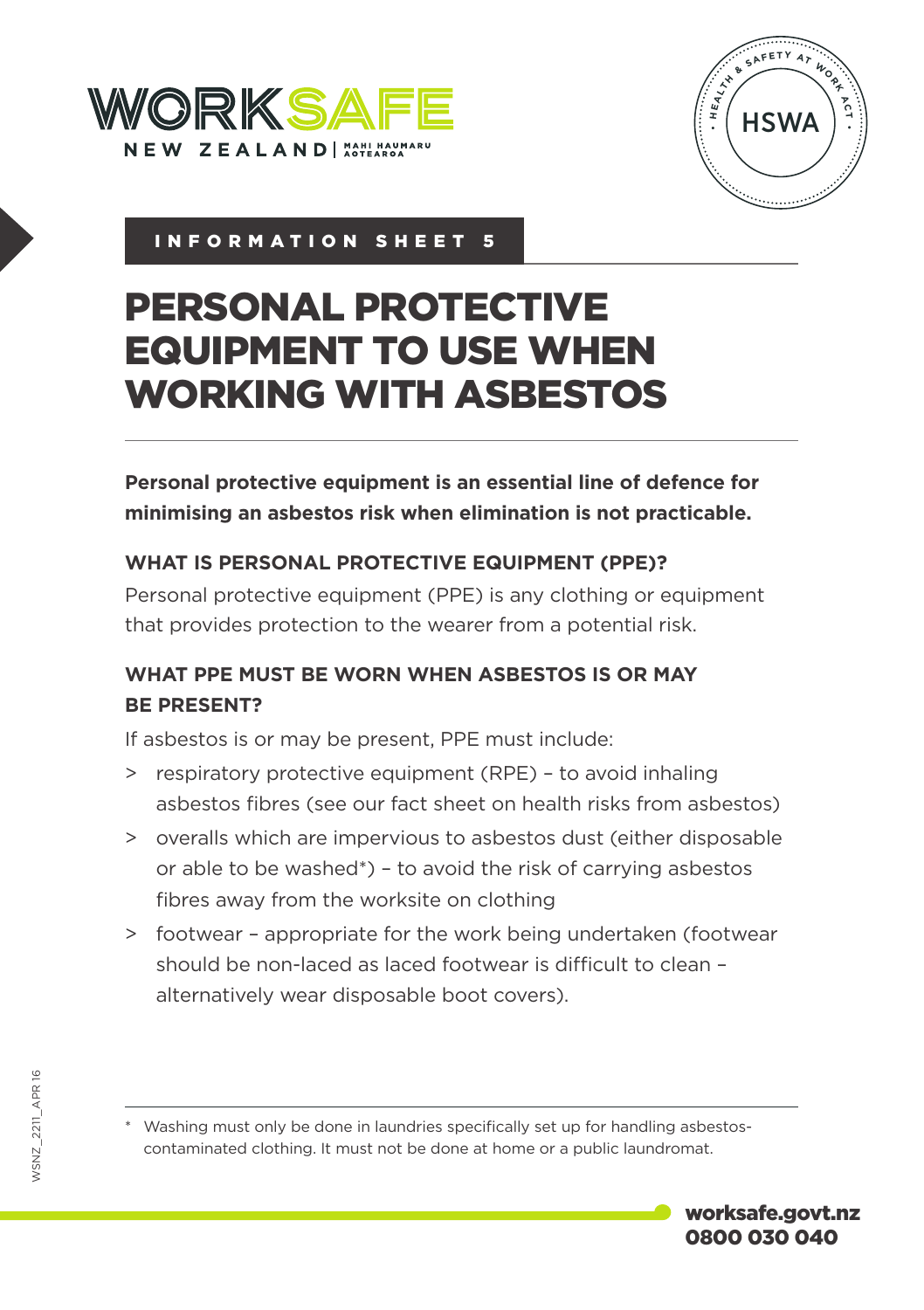INFORMATION SHEET 5

# PERSONAL PROTECTIVE EQUIPMENT TO USE WHEN WORKING WITH ASBESTOS

**Personal protective equipment is an essential line of defence for minimising an asbestos risk when elimination is not practicable.**

### WHAT IS PERSONAL PROTECTIVE EQUIPMENT (PPE)?

Personal protective equipment (PPE) is any clothing or equipment that provides protection to the wearer from a potential risk.

### WHAT PPE MUST BE WORN WHEN ASBESTOS IS OR MAY BE PRESENT?

If asbestos is or may be present, PPE must include:

> respiratory protective equipment (RPE) – to avoid inhaling asbestos fibres (see our fact sheet on health risks from asbestos)

> overalls which are impervious to asbestos dust (either disposable or able to be washed*) – to avoid the risk of carrying asbestos fibres away from the worksite on clothing

> footwear – appropriate for the work being undertaken (footwear should be non-laced as laced footwear is difficult to clean – alternatively wear disposable boot covers).

\* Washing must only be done in laundries specifically set up for handling asbestos-contaminated clothing. It must not be done at home or a public laundromat.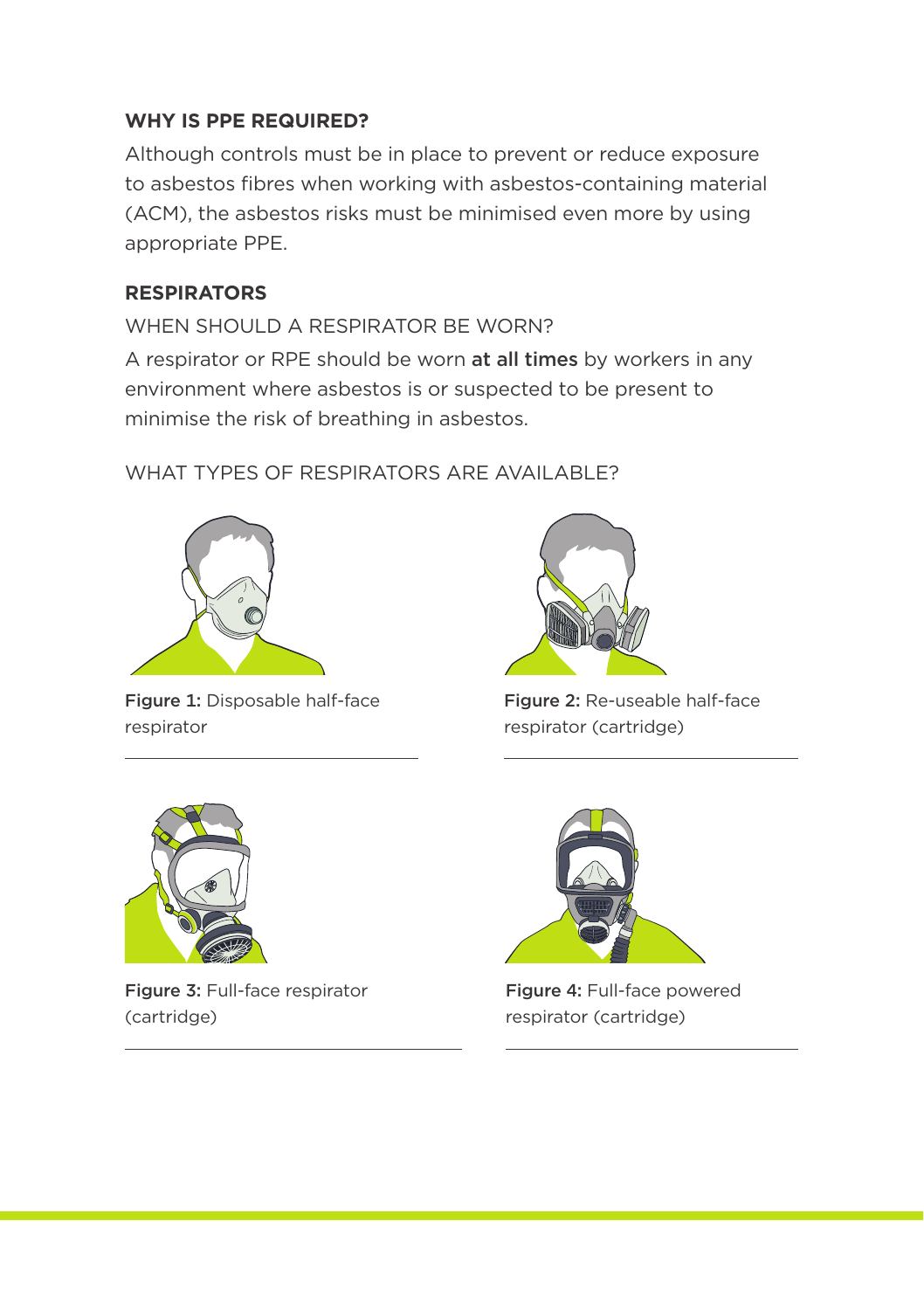## WHY IS PPE REQUIRED?

Although controls must be in place to prevent or reduce exposure to asbestos fibres when working with asbestos-containing material (ACM), the asbestos risks must be minimised even more by using appropriate PPE.

## RESPIRATORS

### WHEN SHOULD A RESPIRATOR BE WORN?

A respirator or RPE should be worn **at all times** by workers in any environment where asbestos is or suspected to be present to minimise the risk of breathing in asbestos.

### WHAT TYPES OF RESPIRATORS ARE AVAILABLE?

**Figure 1:** Disposable half-face respirator

**Figure 2:** Re-useable half-face respirator (cartridge)

**Figure 3:** Full-face respirator (cartridge)

**Figure 4:** Full-face powered respirator (cartridge)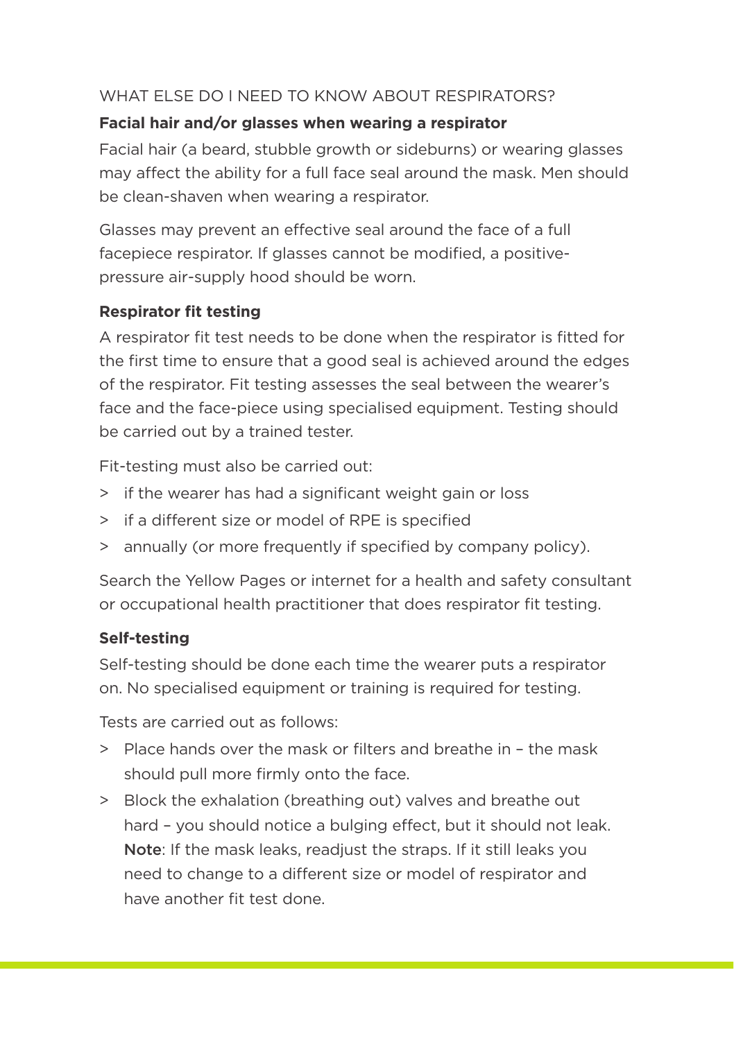## WHAT ELSE DO I NEED TO KNOW ABOUT RESPIRATORS?

### Facial hair and/or glasses when wearing a respirator

Facial hair (a beard, stubble growth or sideburns) or wearing glasses may affect the ability for a full face seal around the mask. Men should be clean-shaven when wearing a respirator.

Glasses may prevent an effective seal around the face of a full facepiece respirator. If glasses cannot be modified, a positive-pressure air-supply hood should be worn.

### Respirator fit testing

A respirator fit test needs to be done when the respirator is fitted for the first time to ensure that a good seal is achieved around the edges of the respirator. Fit testing assesses the seal between the wearer's face and the face-piece using specialised equipment. Testing should be carried out by a trained tester.

Fit-testing must also be carried out:

- if the wearer has had a significant weight gain or loss
- if a different size or model of RPE is specified
- annually (or more frequently if specified by company policy).

Search the Yellow Pages or internet for a health and safety consultant or occupational health practitioner that does respirator fit testing.

### Self-testing

Self-testing should be done each time the wearer puts a respirator on. No specialised equipment or training is required for testing.

Tests are carried out as follows:

- Place hands over the mask or filters and breathe in – the mask should pull more firmly onto the face.
- Block the exhalation (breathing out) valves and breathe out hard – you should notice a bulging effect, but it should not leak. **Note**: If the mask leaks, readjust the straps. If it still leaks you need to change to a different size or model of respirator and have another fit test done.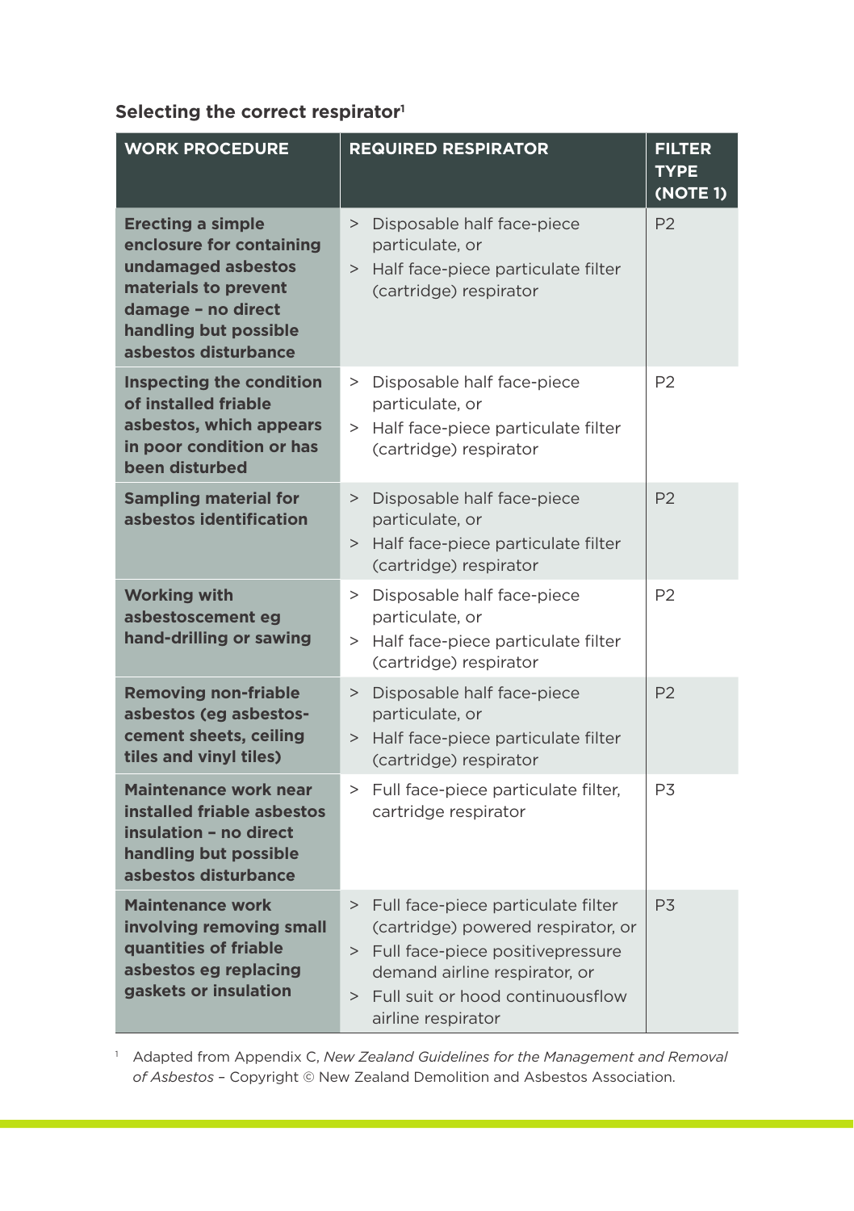### Selecting the correct respirator[1]

| WORK PROCEDURE | REQUIRED RESPIRATOR | FILTER TYPE (NOTE 1) |
|---|---|---|
| **Erecting a simple enclosure for containing undamaged asbestos materials to prevent damage – no direct handling but possible asbestos disturbance** | > Disposable half face-piece particulate, or<br>> Half face-piece particulate filter (cartridge) respirator | P2 |
| **Inspecting the condition of installed friable asbestos, which appears in poor condition or has been disturbed** | > Disposable half face-piece particulate, or<br>> Half face-piece particulate filter (cartridge) respirator | P2 |
| **Sampling material for asbestos identification** | > Disposable half face-piece particulate, or<br>> Half face-piece particulate filter (cartridge) respirator | P2 |
| **Working with asbestoscement eg hand-drilling or sawing** | > Disposable half face-piece particulate, or<br>> Half face-piece particulate filter (cartridge) respirator | P2 |
| **Removing non-friable asbestos (eg asbestos-cement sheets, ceiling tiles and vinyl tiles)** | > Disposable half face-piece particulate, or<br>> Half face-piece particulate filter (cartridge) respirator | P2 |
| **Maintenance work near installed friable asbestos insulation – no direct handling but possible asbestos disturbance** | > Full face-piece particulate filter, cartridge respirator | P3 |
| **Maintenance work involving removing small quantities of friable asbestos eg replacing gaskets or insulation** | > Full face-piece particulate filter (cartridge) powered respirator, or<br>> Full face-piece positivepressure demand airline respirator, or<br>> Full suit or hood continuousflow airline respirator | P3 |

[1] Adapted from Appendix C, *New Zealand Guidelines for the Management and Removal of Asbestos* – Copyright © New Zealand Demolition and Asbestos Association.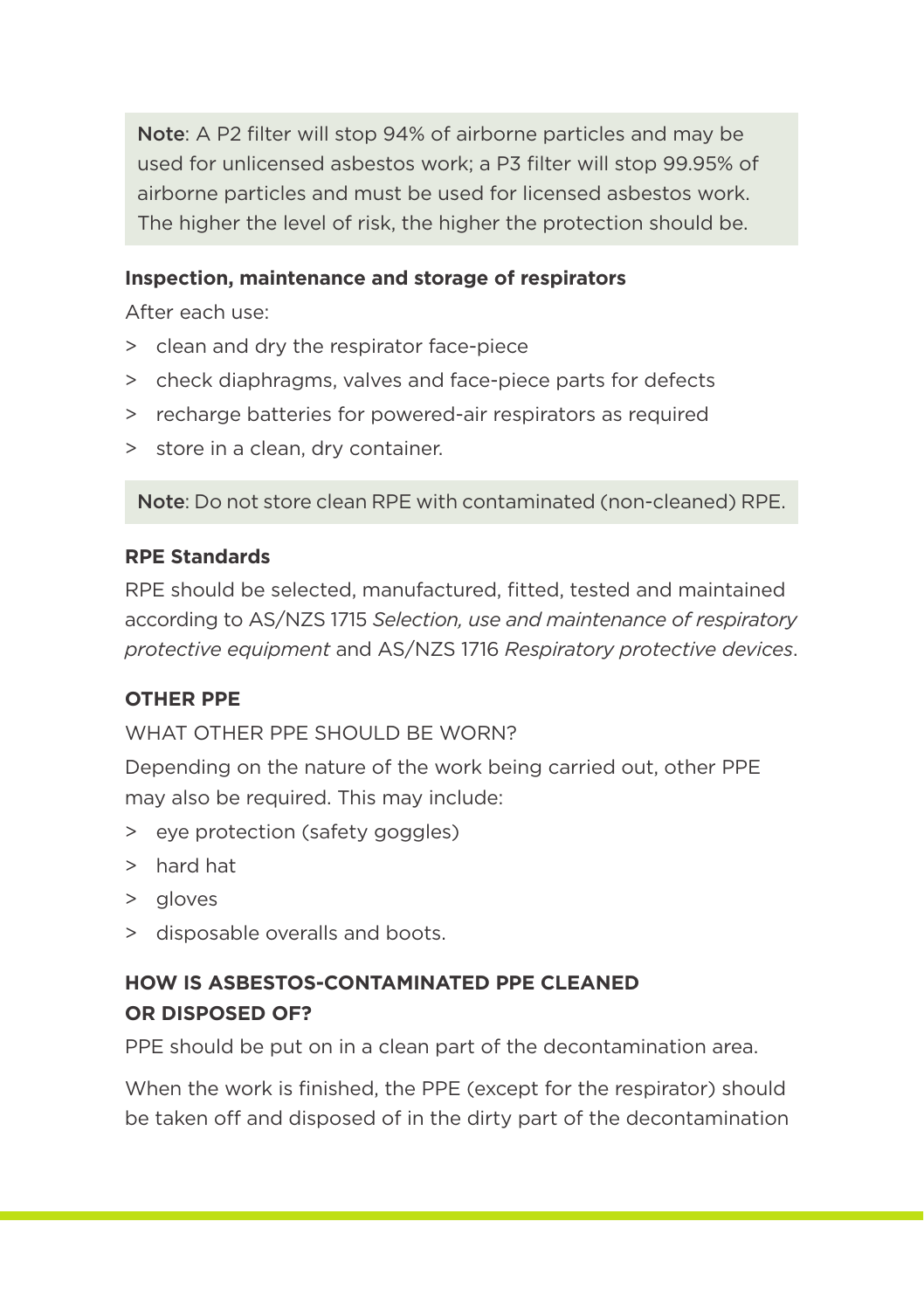> **Note**: A P2 filter will stop 94% of airborne particles and may be used for unlicensed asbestos work; a P3 filter will stop 99.95% of airborne particles and must be used for licensed asbestos work. The higher the level of risk, the higher the protection should be.

**Inspection, maintenance and storage of respirators**

After each use:

- clean and dry the respirator face-piece
- check diaphragms, valves and face-piece parts for defects
- recharge batteries for powered-air respirators as required
- store in a clean, dry container.

> **Note**: Do not store clean RPE with contaminated (non-cleaned) RPE.

**RPE Standards**

RPE should be selected, manufactured, fitted, tested and maintained according to AS/NZS 1715 *Selection, use and maintenance of respiratory protective equipment* and AS/NZS 1716 *Respiratory protective devices*.

## OTHER PPE

WHAT OTHER PPE SHOULD BE WORN?

Depending on the nature of the work being carried out, other PPE may also be required. This may include:

- eye protection (safety goggles)
- hard hat
- gloves
- disposable overalls and boots.

## HOW IS ASBESTOS-CONTAMINATED PPE CLEANED OR DISPOSED OF?

PPE should be put on in a clean part of the decontamination area.

When the work is finished, the PPE (except for the respirator) should be taken off and disposed of in the dirty part of the decontamination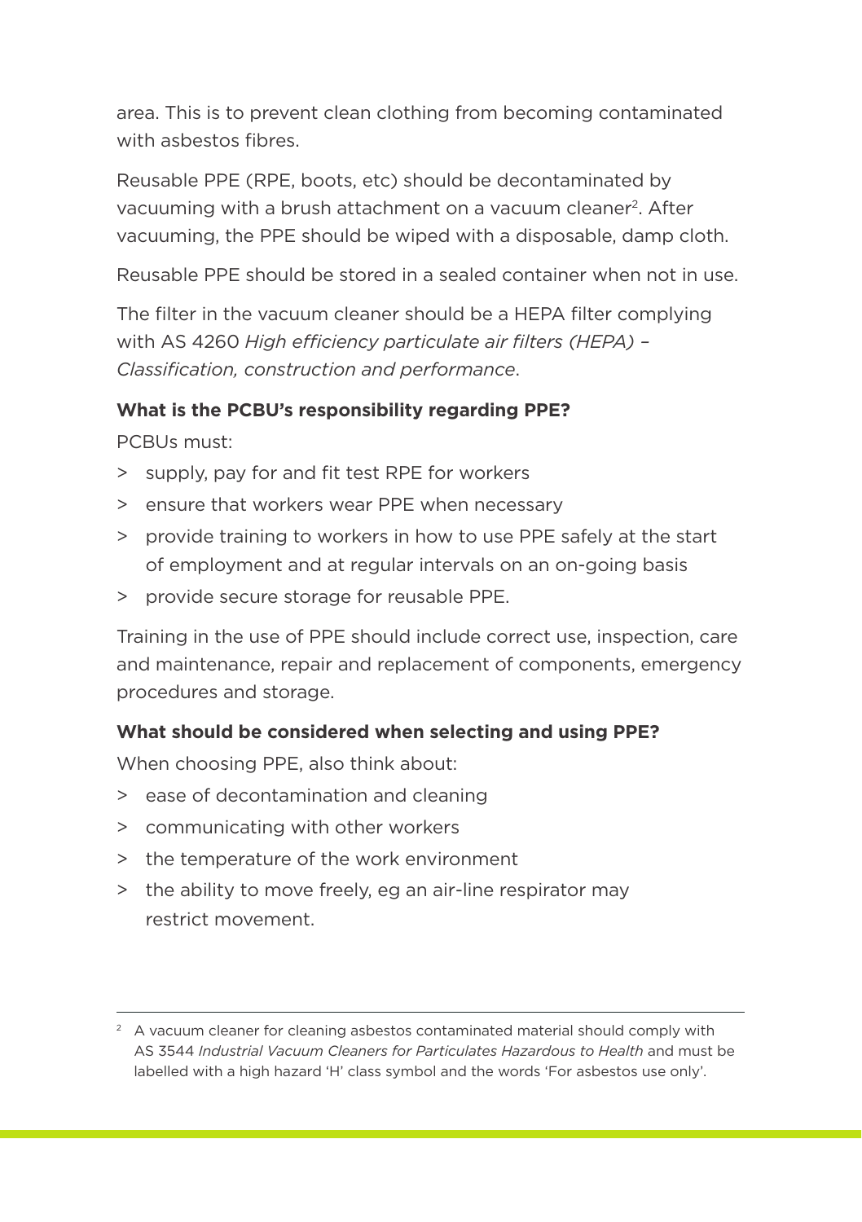area. This is to prevent clean clothing from becoming contaminated with asbestos fibres.

Reusable PPE (RPE, boots, etc) should be decontaminated by vacuuming with a brush attachment on a vacuum cleaner[2]. After vacuuming, the PPE should be wiped with a disposable, damp cloth.

Reusable PPE should be stored in a sealed container when not in use.

The filter in the vacuum cleaner should be a HEPA filter complying with AS 4260 *High efficiency particulate air filters (HEPA) – Classification, construction and performance*.

**What is the PCBU's responsibility regarding PPE?**

PCBUs must:

- supply, pay for and fit test RPE for workers
- ensure that workers wear PPE when necessary
- provide training to workers in how to use PPE safely at the start of employment and at regular intervals on an on-going basis
- provide secure storage for reusable PPE.

Training in the use of PPE should include correct use, inspection, care and maintenance, repair and replacement of components, emergency procedures and storage.

**What should be considered when selecting and using PPE?**

When choosing PPE, also think about:

- ease of decontamination and cleaning
- communicating with other workers
- the temperature of the work environment
- the ability to move freely, eg an air-line respirator may restrict movement.

---

[2] A vacuum cleaner for cleaning asbestos contaminated material should comply with AS 3544 *Industrial Vacuum Cleaners for Particulates Hazardous to Health* and must be labelled with a high hazard 'H' class symbol and the words 'For asbestos use only'.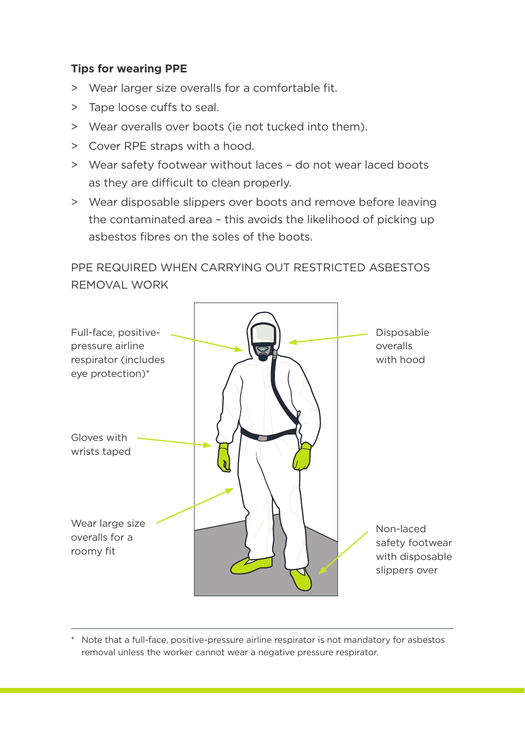**Tips for wearing PPE**

> Wear larger size overalls for a comfortable fit.
> Tape loose cuffs to seal.
> Wear overalls over boots (ie not tucked into them).
> Cover RPE straps with a hood.
> Wear safety footwear without laces – do not wear laced boots as they are difficult to clean properly.
> Wear disposable slippers over boots and remove before leaving the contaminated area – this avoids the likelihood of picking up asbestos fibres on the soles of the boots.

PPE REQUIRED WHEN CARRYING OUT RESTRICTED ASBESTOS REMOVAL WORK

Full-face, positive-pressure airline respirator (includes eye protection)*

Disposable overalls with hood

Gloves with wrists taped

Wear large size overalls for a roomy fit

Non-laced safety footwear with disposable slippers over

---

* Note that a full-face, positive-pressure airline respirator is not mandatory for asbestos removal unless the worker cannot wear a negative pressure respirator.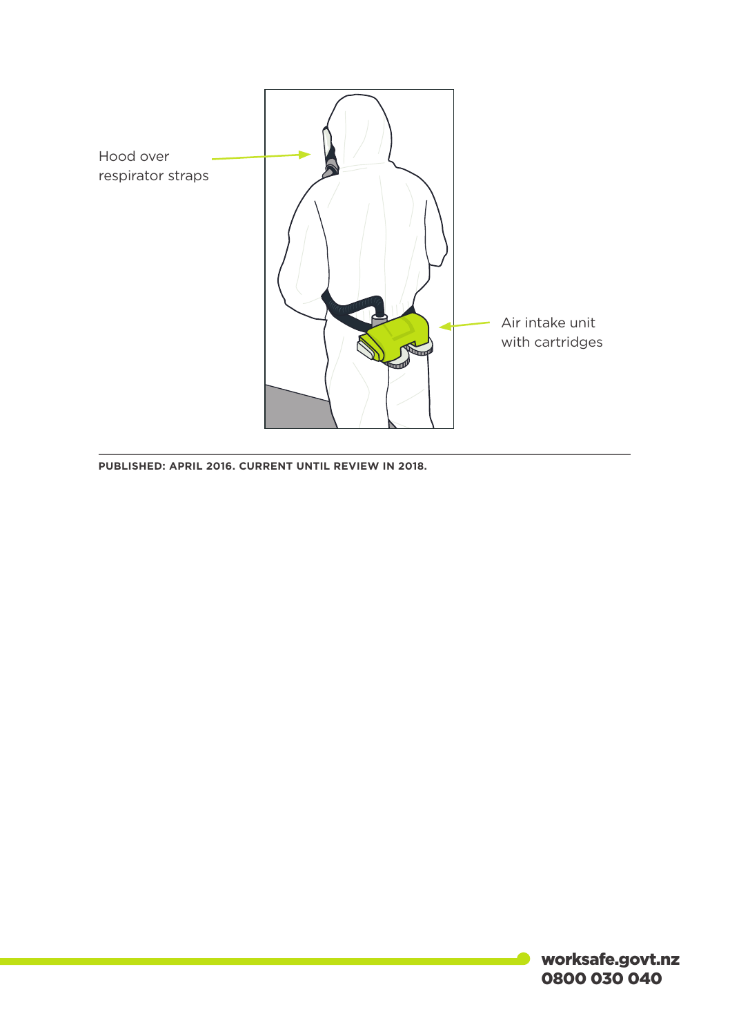Hood over respirator straps

Air intake unit with cartridges

**PUBLISHED: APRIL 2016. CURRENT UNTIL REVIEW IN 2018.**

**worksafe.govt.nz**
**0800 030 040**